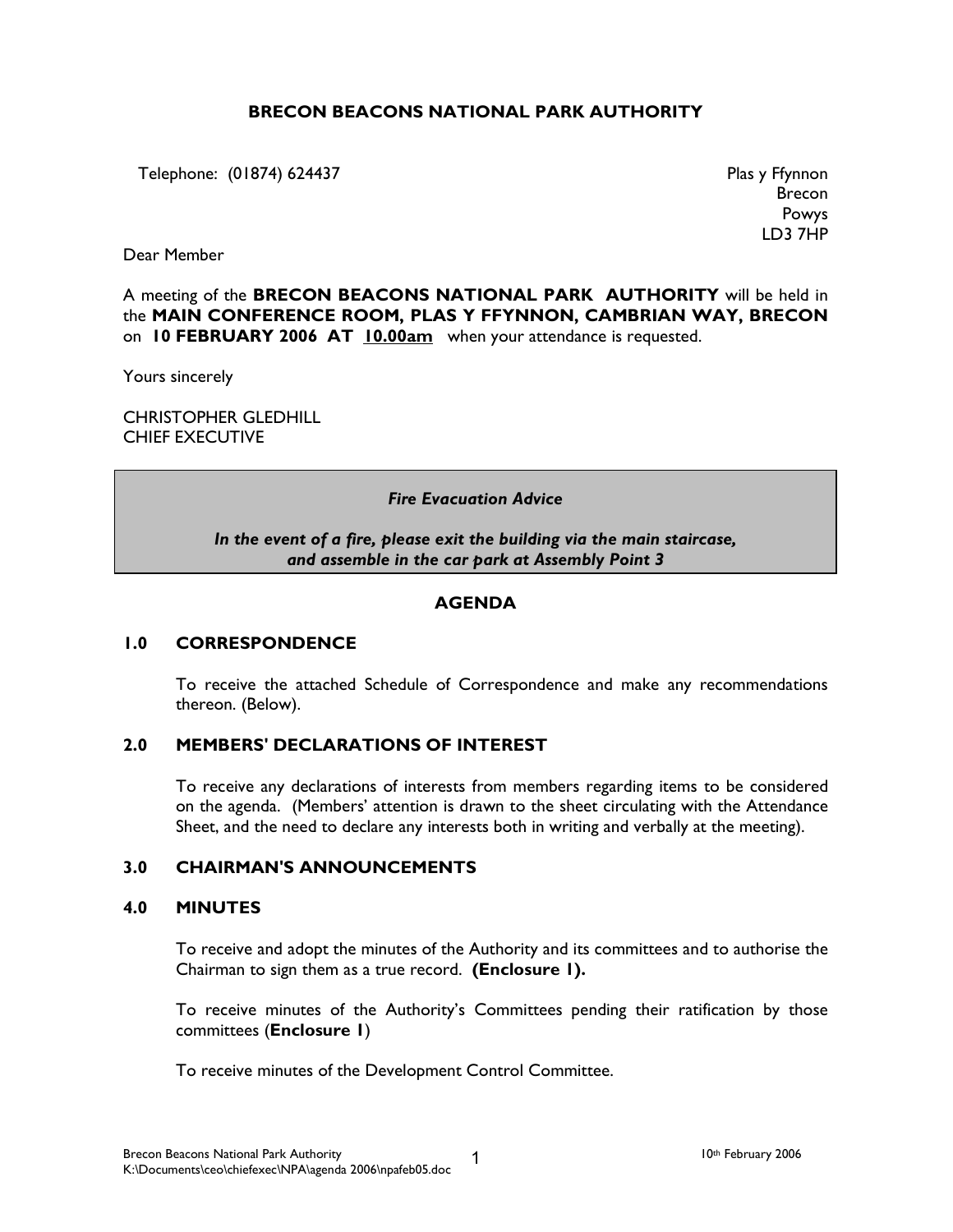# BRECON BEACONS NATIONAL PARK AUTHORITY

Telephone: (01874) 624437

Plas y Ffynnon
Brecon
Powys
LD3 7HP

Dear Member

A meeting of the **BRECON BEACONS NATIONAL PARK AUTHORITY** will be held in the **MAIN CONFERENCE ROOM, PLAS Y FFYNNON, CAMBRIAN WAY, BRECON** on **10 FEBRUARY 2006 AT <u>10.00am</u>** when your attendance is requested.

Yours sincerely

CHRISTOPHER GLEDHILL
CHIEF EXECUTIVE

> ***Fire Evacuation Advice***
>
> ***In the event of a fire, please exit the building via the main staircase, and assemble in the car park at Assembly Point 3***

## AGENDA

### 1.0 CORRESPONDENCE

To receive the attached Schedule of Correspondence and make any recommendations thereon. (Below).

### 2.0 MEMBERS' DECLARATIONS OF INTEREST

To receive any declarations of interests from members regarding items to be considered on the agenda. (Members' attention is drawn to the sheet circulating with the Attendance Sheet, and the need to declare any interests both in writing and verbally at the meeting).

### 3.0 CHAIRMAN'S ANNOUNCEMENTS

### 4.0 MINUTES

To receive and adopt the minutes of the Authority and its committees and to authorise the Chairman to sign them as a true record. **(Enclosure 1).**

To receive minutes of the Authority's Committees pending their ratification by those committees (**Enclosure 1**)

To receive minutes of the Development Control Committee.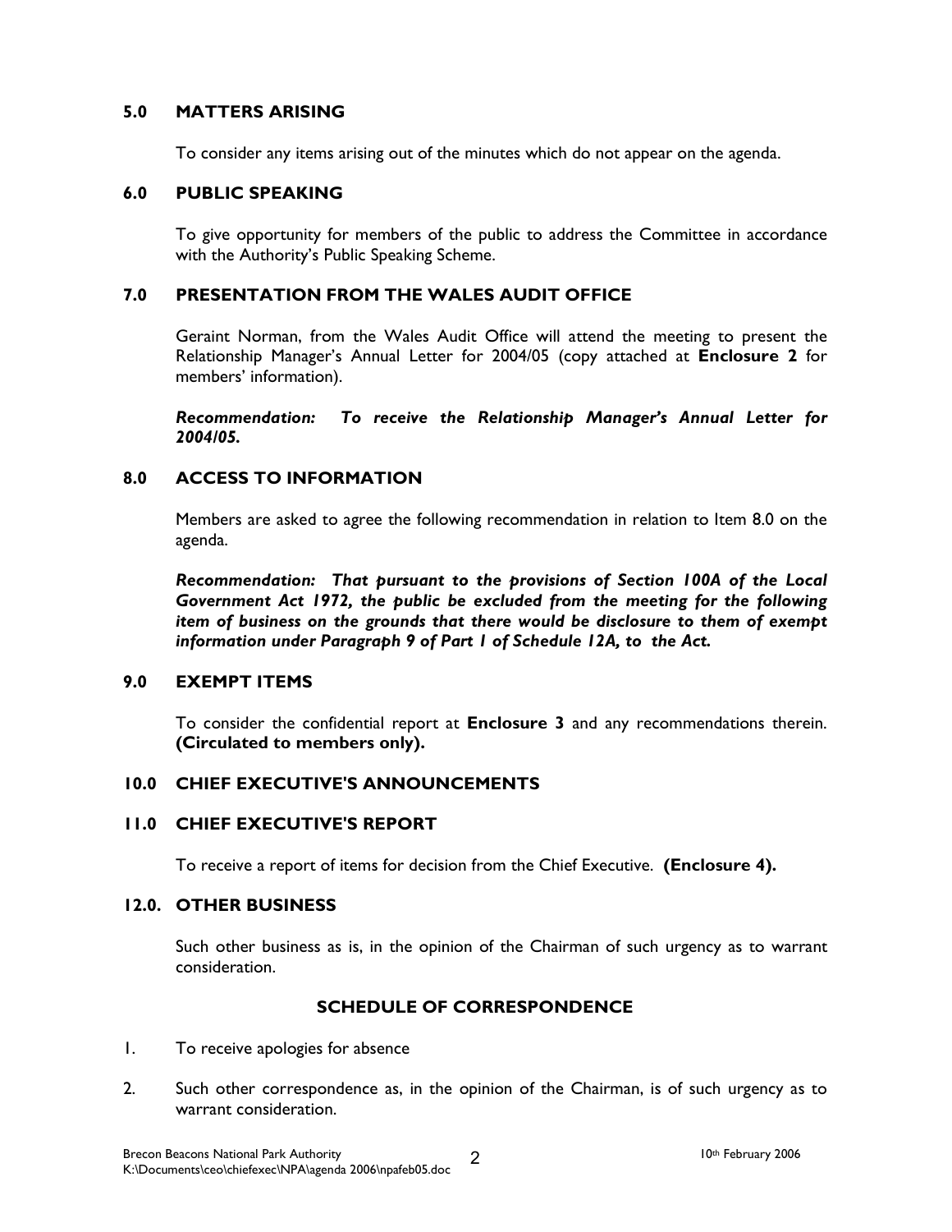## 5.0 MATTERS ARISING

To consider any items arising out of the minutes which do not appear on the agenda.

## 6.0 PUBLIC SPEAKING

To give opportunity for members of the public to address the Committee in accordance with the Authority's Public Speaking Scheme.

## 7.0 PRESENTATION FROM THE WALES AUDIT OFFICE

Geraint Norman, from the Wales Audit Office will attend the meeting to present the Relationship Manager's Annual Letter for 2004/05 (copy attached at **Enclosure 2** for members' information).

***Recommendation: To receive the Relationship Manager's Annual Letter for 2004/05.***

## 8.0 ACCESS TO INFORMATION

Members are asked to agree the following recommendation in relation to Item 8.0 on the agenda.

***Recommendation: That pursuant to the provisions of Section 100A of the Local Government Act 1972, the public be excluded from the meeting for the following item of business on the grounds that there would be disclosure to them of exempt information under Paragraph 9 of Part 1 of Schedule 12A, to the Act.***

## 9.0 EXEMPT ITEMS

To consider the confidential report at **Enclosure 3** and any recommendations therein. **(Circulated to members only).**

## 10.0 CHIEF EXECUTIVE'S ANNOUNCEMENTS

## 11.0 CHIEF EXECUTIVE'S REPORT

To receive a report of items for decision from the Chief Executive. **(Enclosure 4).**

## 12.0. OTHER BUSINESS

Such other business as is, in the opinion of the Chairman of such urgency as to warrant consideration.

## SCHEDULE OF CORRESPONDENCE

1. To receive apologies for absence
2. Such other correspondence as, in the opinion of the Chairman, is of such urgency as to warrant consideration.